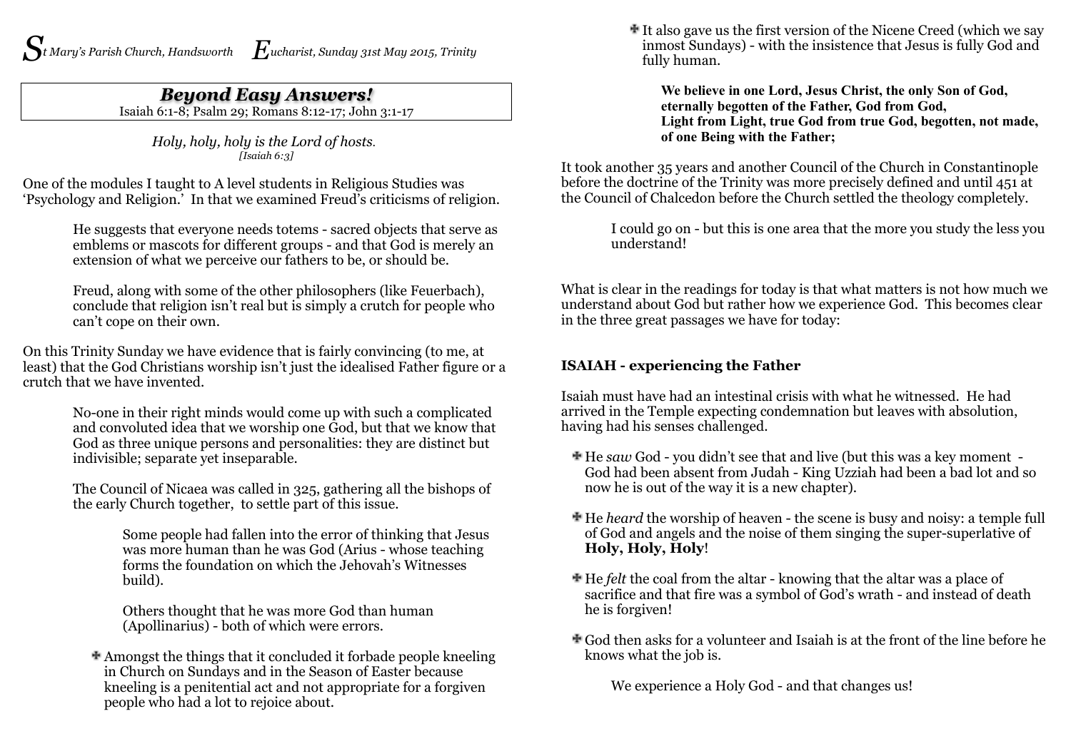*St Mary's Parish Church, Handsworth* *Eucharist, Sunday 31st May 2015, Trinity*

## *Beyond Easy Answers!*

Isaiah 6:1-8; Psalm 29; Romans 8:12-17; John 3:1-17

*Holy, holy, holy is the Lord of hosts.*
*[Isaiah 6:3]*

One of the modules I taught to A level students in Religious Studies was 'Psychology and Religion.' In that we examined Freud's criticisms of religion.

He suggests that everyone needs totems - sacred objects that serve as emblems or mascots for different groups - and that God is merely an extension of what we perceive our fathers to be, or should be.

Freud, along with some of the other philosophers (like Feuerbach), conclude that religion isn't real but is simply a crutch for people who can't cope on their own.

On this Trinity Sunday we have evidence that is fairly convincing (to me, at least) that the God Christians worship isn't just the idealised Father figure or a crutch that we have invented.

No-one in their right minds would come up with such a complicated and convoluted idea that we worship one God, but that we know that God as three unique persons and personalities: they are distinct but indivisible; separate yet inseparable.

The Council of Nicaea was called in 325, gathering all the bishops of the early Church together, to settle part of this issue.

Some people had fallen into the error of thinking that Jesus was more human than he was God (Arius - whose teaching forms the foundation on which the Jehovah's Witnesses build).

Others thought that he was more God than human (Apollinarius) - both of which were errors.

- Amongst the things that it concluded it forbade people kneeling in Church on Sundays and in the Season of Easter because kneeling is a penitential act and not appropriate for a forgiven people who had a lot to rejoice about.
- It also gave us the first version of the Nicene Creed (which we say inmost Sundays) - with the insistence that Jesus is fully God and fully human.

**We believe in one Lord, Jesus Christ, the only Son of God,**
**eternally begotten of the Father, God from God,**
**Light from Light, true God from true God, begotten, not made,**
**of one Being with the Father;**

It took another 35 years and another Council of the Church in Constantinople before the doctrine of the Trinity was more precisely defined and until 451 at the Council of Chalcedon before the Church settled the theology completely.

I could go on - but this is one area that the more you study the less you understand!

What is clear in the readings for today is that what matters is not how much we understand about God but rather how we experience God. This becomes clear in the three great passages we have for today:

### ISAIAH - experiencing the Father

Isaiah must have had an intestinal crisis with what he witnessed. He had arrived in the Temple expecting condemnation but leaves with absolution, having had his senses challenged.

- He *saw* God - you didn't see that and live (but this was a key moment - God had been absent from Judah - King Uzziah had been a bad lot and so now he is out of the way it is a new chapter).
- He *heard* the worship of heaven - the scene is busy and noisy: a temple full of God and angels and the noise of them singing the super-superlative of **Holy, Holy, Holy**!
- He *felt* the coal from the altar - knowing that the altar was a place of sacrifice and that fire was a symbol of God's wrath - and instead of death he is forgiven!
- God then asks for a volunteer and Isaiah is at the front of the line before he knows what the job is.

We experience a Holy God - and that changes us!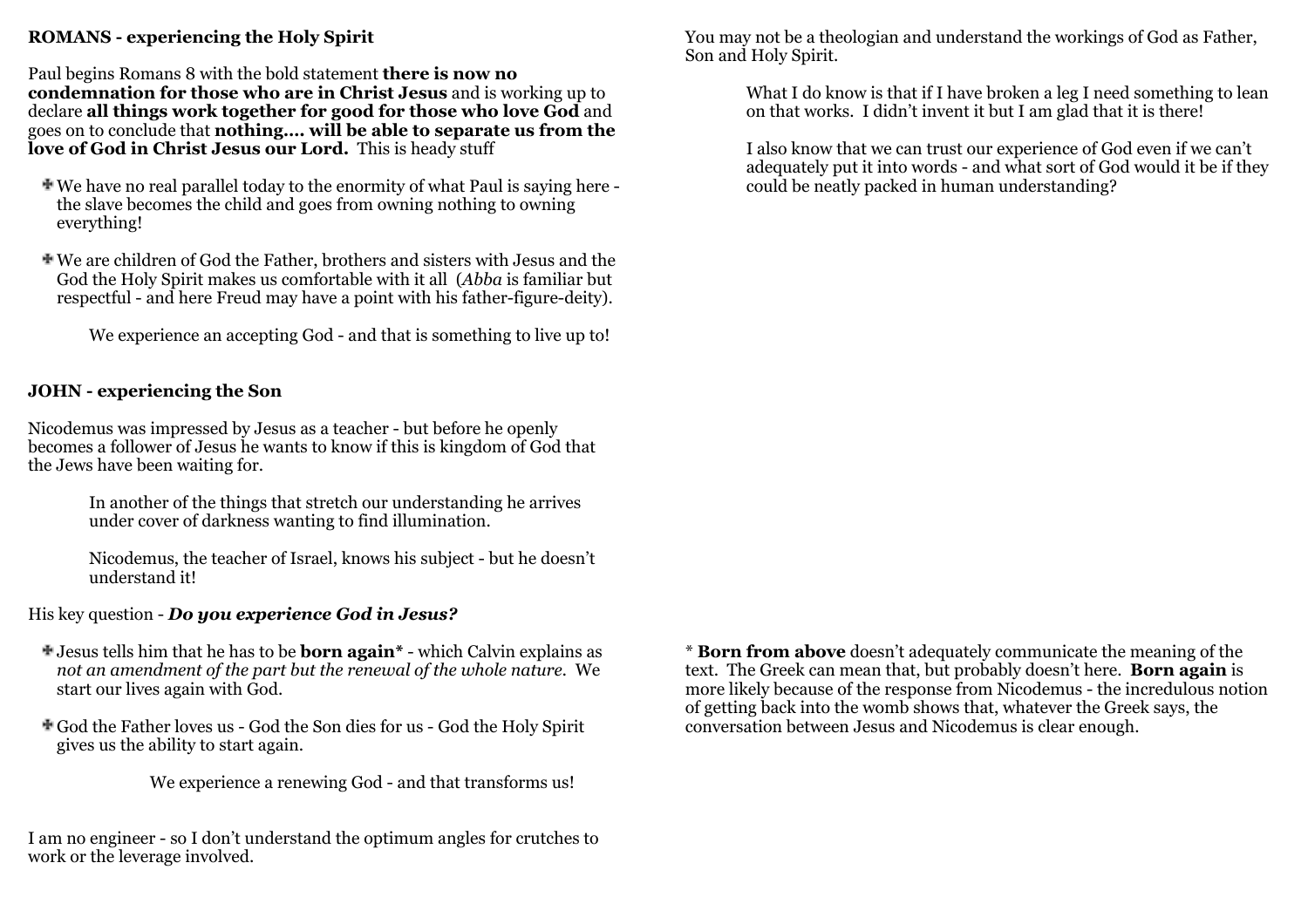**ROMANS - experiencing the Holy Spirit**

Paul begins Romans 8 with the bold statement **there is now no condemnation for those who are in Christ Jesus** and is working up to declare **all things work together for good for those who love God** and goes on to conclude that **nothing.... will be able to separate us from the love of God in Christ Jesus our Lord.** This is heady stuff

- We have no real parallel today to the enormity of what Paul is saying here - the slave becomes the child and goes from owning nothing to owning everything!
- We are children of God the Father, brothers and sisters with Jesus and the God the Holy Spirit makes us comfortable with it all (*Abba* is familiar but respectful - and here Freud may have a point with his father-figure-deity).

We experience an accepting God - and that is something to live up to!

**JOHN - experiencing the Son**

Nicodemus was impressed by Jesus as a teacher - but before he openly becomes a follower of Jesus he wants to know if this is kingdom of God that the Jews have been waiting for.

In another of the things that stretch our understanding he arrives under cover of darkness wanting to find illumination.

Nicodemus, the teacher of Israel, knows his subject - but he doesn't understand it!

His key question - ***Do you experience God in Jesus?***

- Jesus tells him that he has to be **born again*** - which Calvin explains as *not an amendment of the part but the renewal of the whole nature*. We start our lives again with God.
- God the Father loves us - God the Son dies for us - God the Holy Spirit gives us the ability to start again.

We experience a renewing God - and that transforms us!

I am no engineer - so I don't understand the optimum angles for crutches to work or the leverage involved.

You may not be a theologian and understand the workings of God as Father, Son and Holy Spirit.

What I do know is that if I have broken a leg I need something to lean on that works. I didn't invent it but I am glad that it is there!

I also know that we can trust our experience of God even if we can't adequately put it into words - and what sort of God would it be if they could be neatly packed in human understanding?

* **Born from above** doesn't adequately communicate the meaning of the text. The Greek can mean that, but probably doesn't here. **Born again** is more likely because of the response from Nicodemus - the incredulous notion of getting back into the womb shows that, whatever the Greek says, the conversation between Jesus and Nicodemus is clear enough.